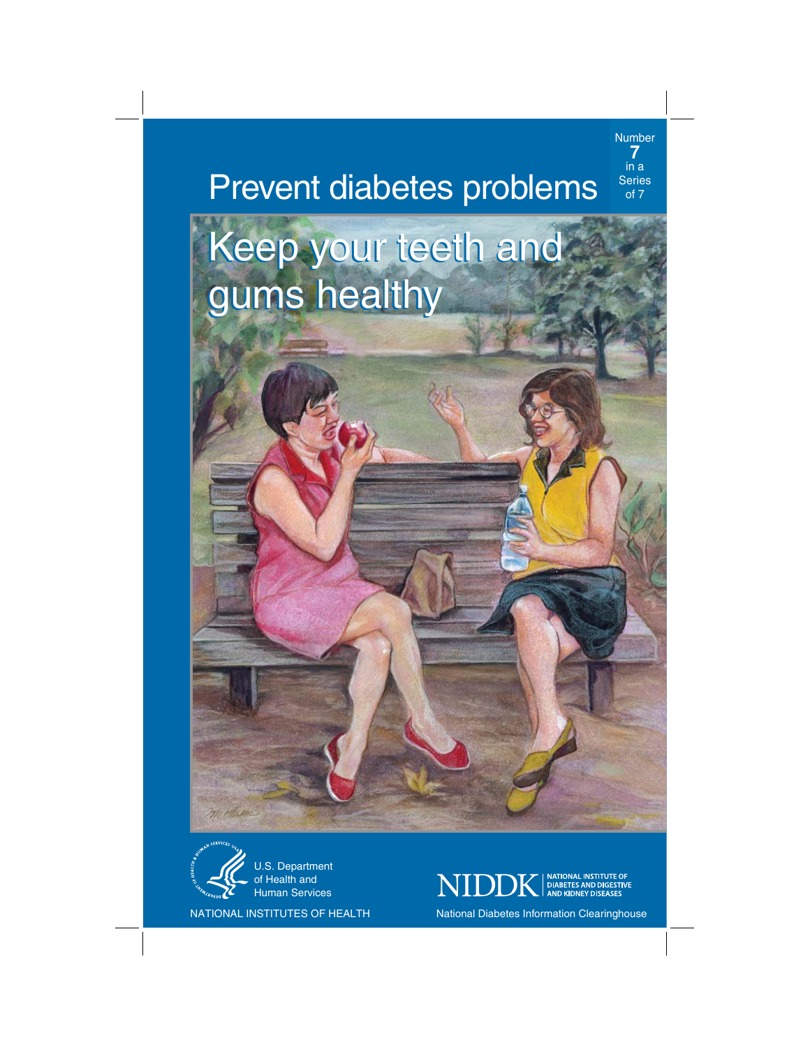Number **7** in a Series of 7

# Prevent diabetes problems

## Keep your teeth and gums healthy

U.S. Department of Health and Human Services

NATIONAL INSTITUTES OF HEALTH

NIDDK | NATIONAL INSTITUTE OF DIABETES AND DIGESTIVE AND KIDNEY DISEASES

National Diabetes Information Clearinghouse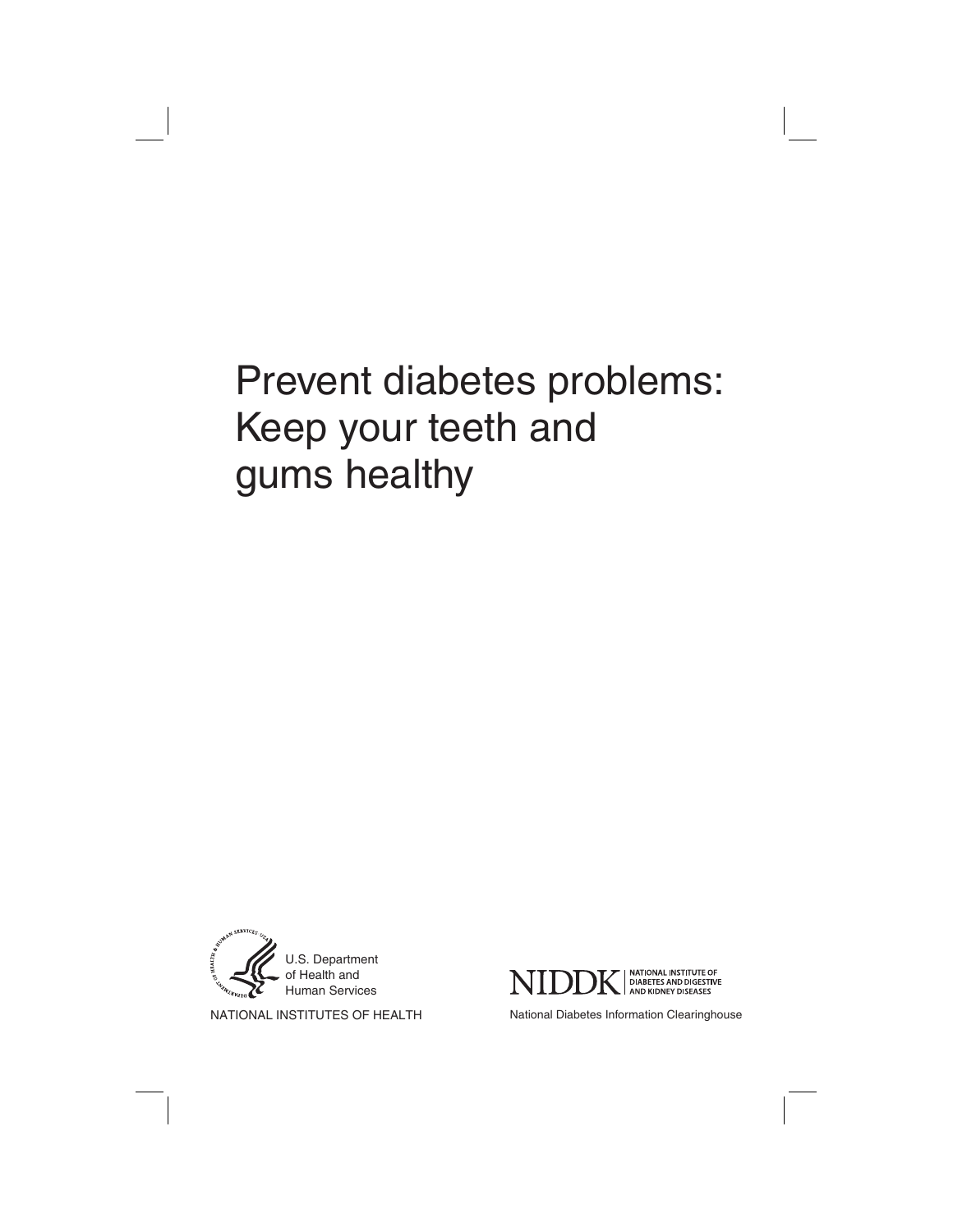# Prevent diabetes problems: Keep your teeth and gums healthy

U.S. Department of Health and Human Services

NATIONAL INSTITUTES OF HEALTH

NIDDK | NATIONAL INSTITUTE OF DIABETES AND DIGESTIVE AND KIDNEY DISEASES

National Diabetes Information Clearinghouse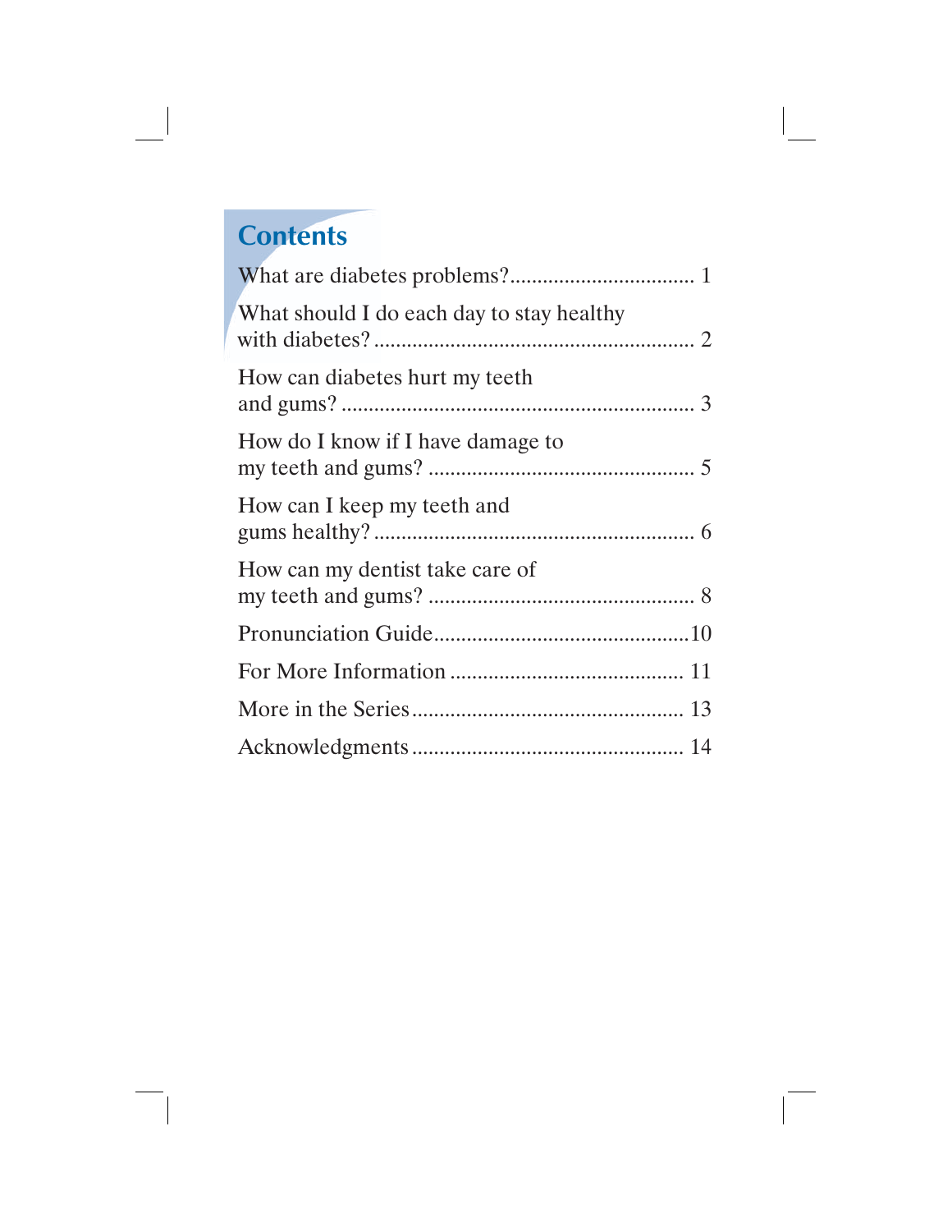## Contents

What are diabetes problems? .................................. 1

What should I do each day to stay healthy with diabetes? .......................................................... 2

How can diabetes hurt my teeth and gums? ................................................................ 3

How do I know if I have damage to my teeth and gums? ................................................ 5

How can I keep my teeth and gums healthy? .......................................................... 6

How can my dentist take care of my teeth and gums? ................................................ 8

Pronunciation Guide ..............................................10

For More Information .......................................... 11

More in the Series ................................................. 13

Acknowledgments ................................................. 14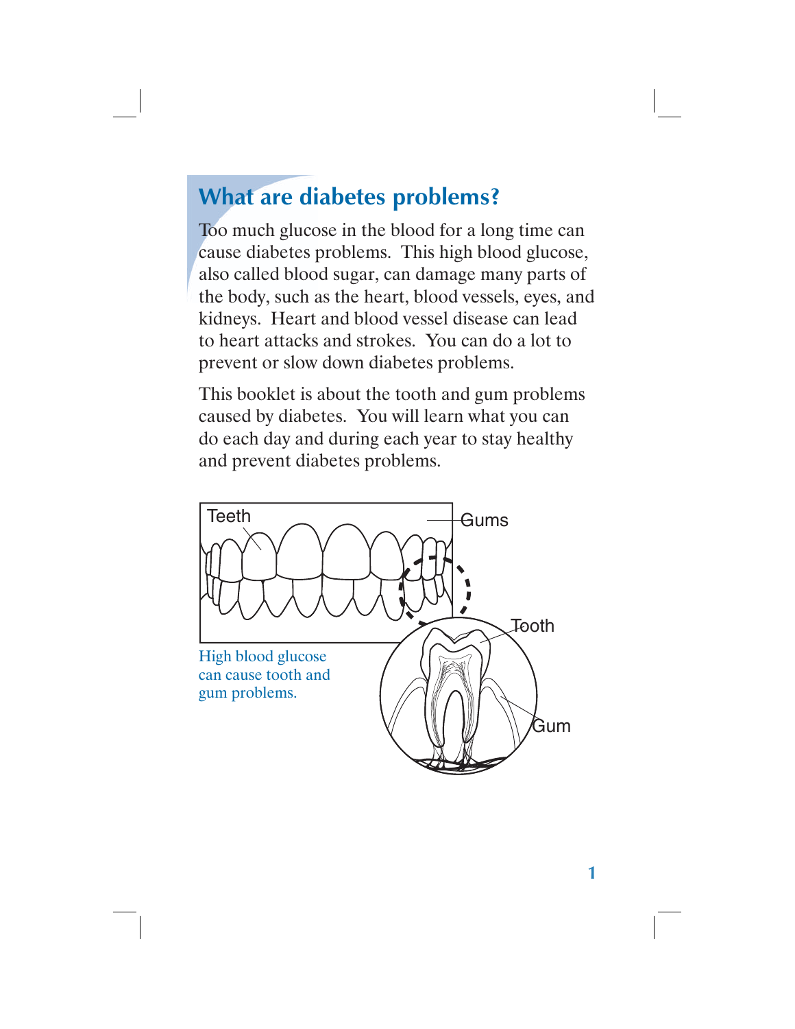## What are diabetes problems?

Too much glucose in the blood for a long time can cause diabetes problems. This high blood glucose, also called blood sugar, can damage many parts of the body, such as the heart, blood vessels, eyes, and kidneys. Heart and blood vessel disease can lead to heart attacks and strokes. You can do a lot to prevent or slow down diabetes problems.

This booklet is about the tooth and gum problems caused by diabetes. You will learn what you can do each day and during each year to stay healthy and prevent diabetes problems.

High blood glucose can cause tooth and gum problems.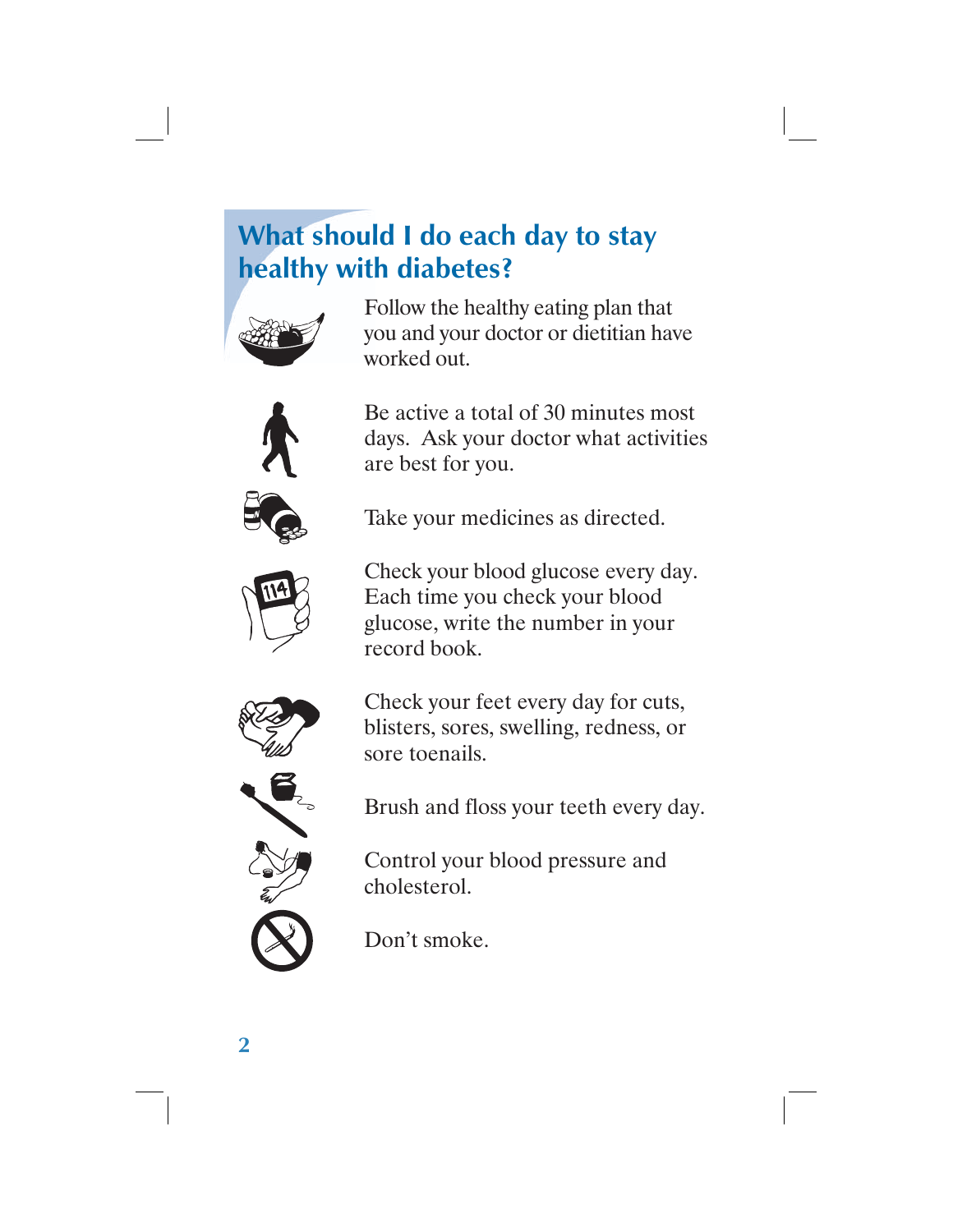## What should I do each day to stay healthy with diabetes?

Follow the healthy eating plan that you and your doctor or dietitian have worked out.

Be active a total of 30 minutes most days. Ask your doctor what activities are best for you.

Take your medicines as directed.

Check your blood glucose every day. Each time you check your blood glucose, write the number in your record book.

Check your feet every day for cuts, blisters, sores, swelling, redness, or sore toenails.

Brush and floss your teeth every day.

Control your blood pressure and cholesterol.

Don't smoke.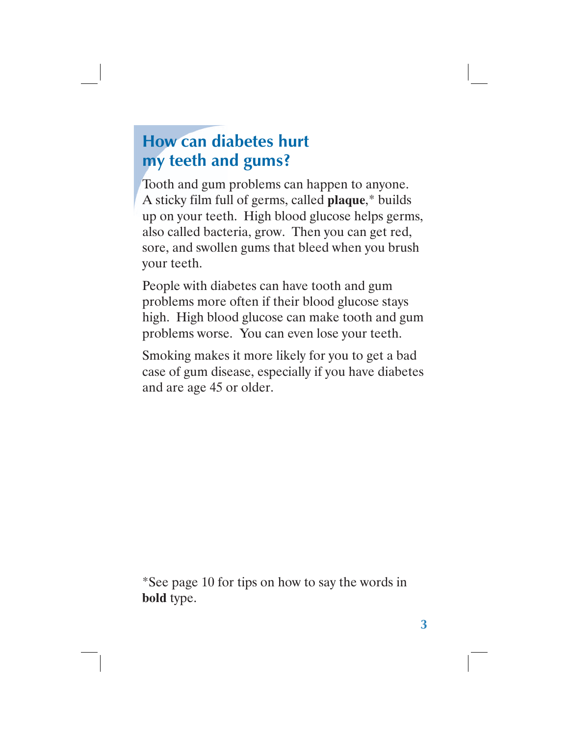## How can diabetes hurt my teeth and gums?

Tooth and gum problems can happen to anyone. A sticky film full of germs, called **plaque**,* builds up on your teeth. High blood glucose helps germs, also called bacteria, grow. Then you can get red, sore, and swollen gums that bleed when you brush your teeth.

People with diabetes can have tooth and gum problems more often if their blood glucose stays high. High blood glucose can make tooth and gum problems worse. You can even lose your teeth.

Smoking makes it more likely for you to get a bad case of gum disease, especially if you have diabetes and are age 45 or older.

*See page 10 for tips on how to say the words in **bold** type.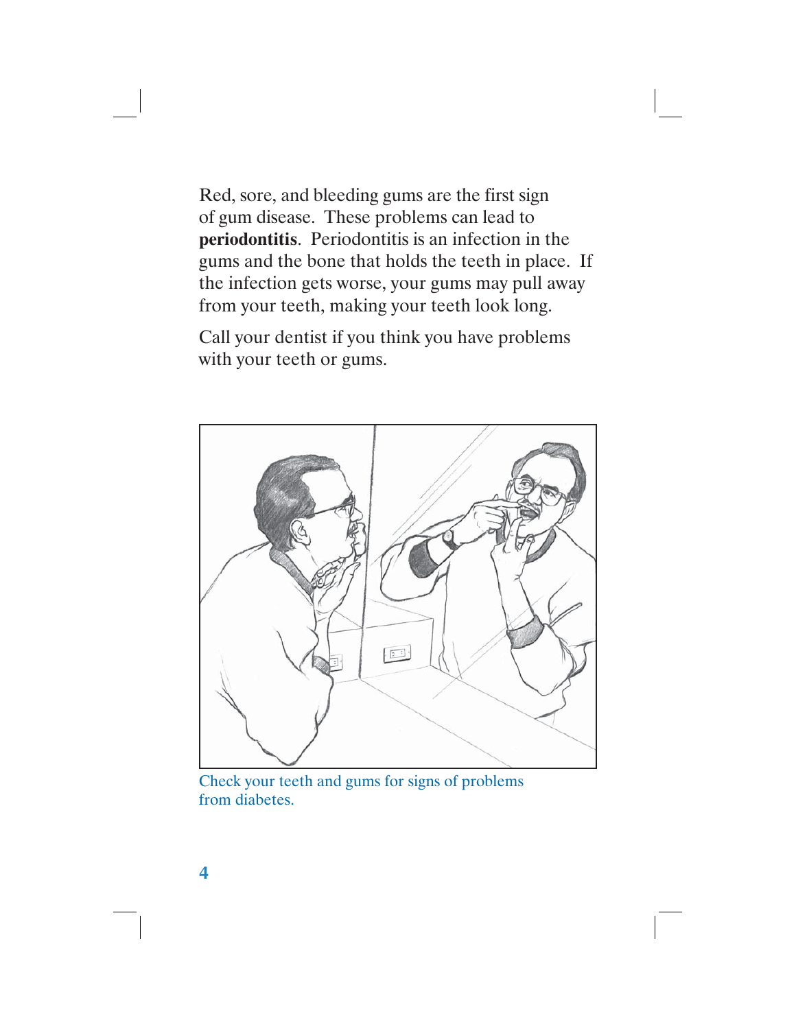Red, sore, and bleeding gums are the first sign of gum disease. These problems can lead to **periodontitis**. Periodontitis is an infection in the gums and the bone that holds the teeth in place. If the infection gets worse, your gums may pull away from your teeth, making your teeth look long.

Call your dentist if you think you have problems with your teeth or gums.

Check your teeth and gums for signs of problems from diabetes.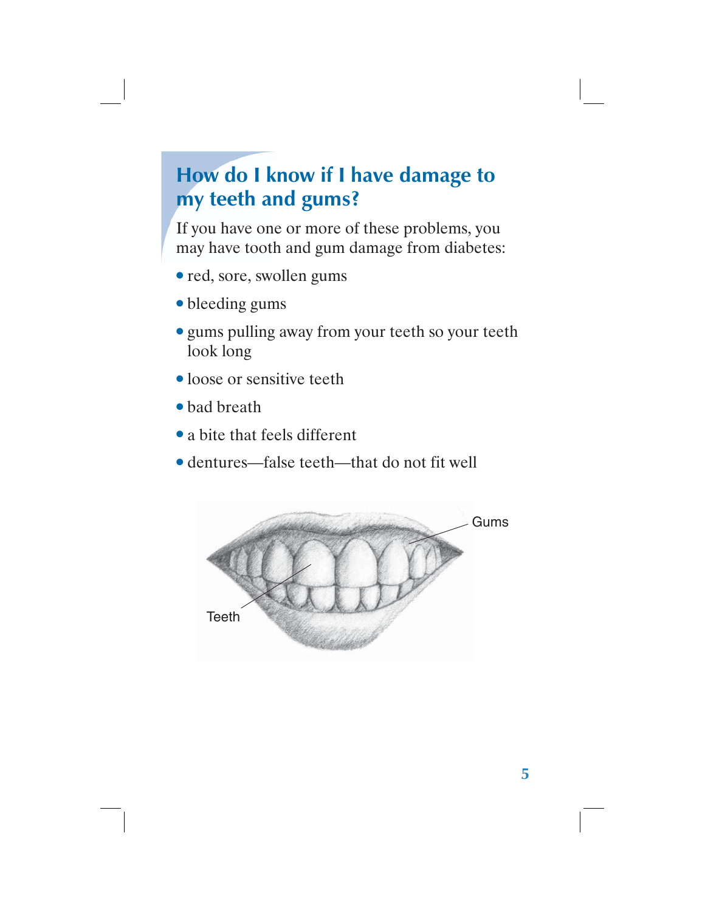## How do I know if I have damage to my teeth and gums?

If you have one or more of these problems, you may have tooth and gum damage from diabetes:

- red, sore, swollen gums
- bleeding gums
- gums pulling away from your teeth so your teeth look long
- loose or sensitive teeth
- bad breath
- a bite that feels different
- dentures—false teeth—that do not fit well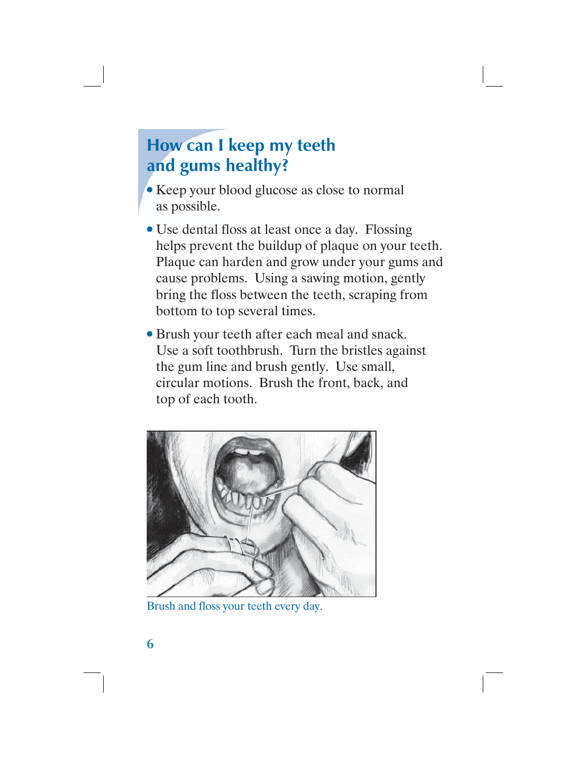## How can I keep my teeth and gums healthy?

- Keep your blood glucose as close to normal as possible.
- Use dental floss at least once a day. Flossing helps prevent the buildup of plaque on your teeth. Plaque can harden and grow under your gums and cause problems. Using a sawing motion, gently bring the floss between the teeth, scraping from bottom to top several times.
- Brush your teeth after each meal and snack. Use a soft toothbrush. Turn the bristles against the gum line and brush gently. Use small, circular motions. Brush the front, back, and top of each tooth.

Brush and floss your teeth every day.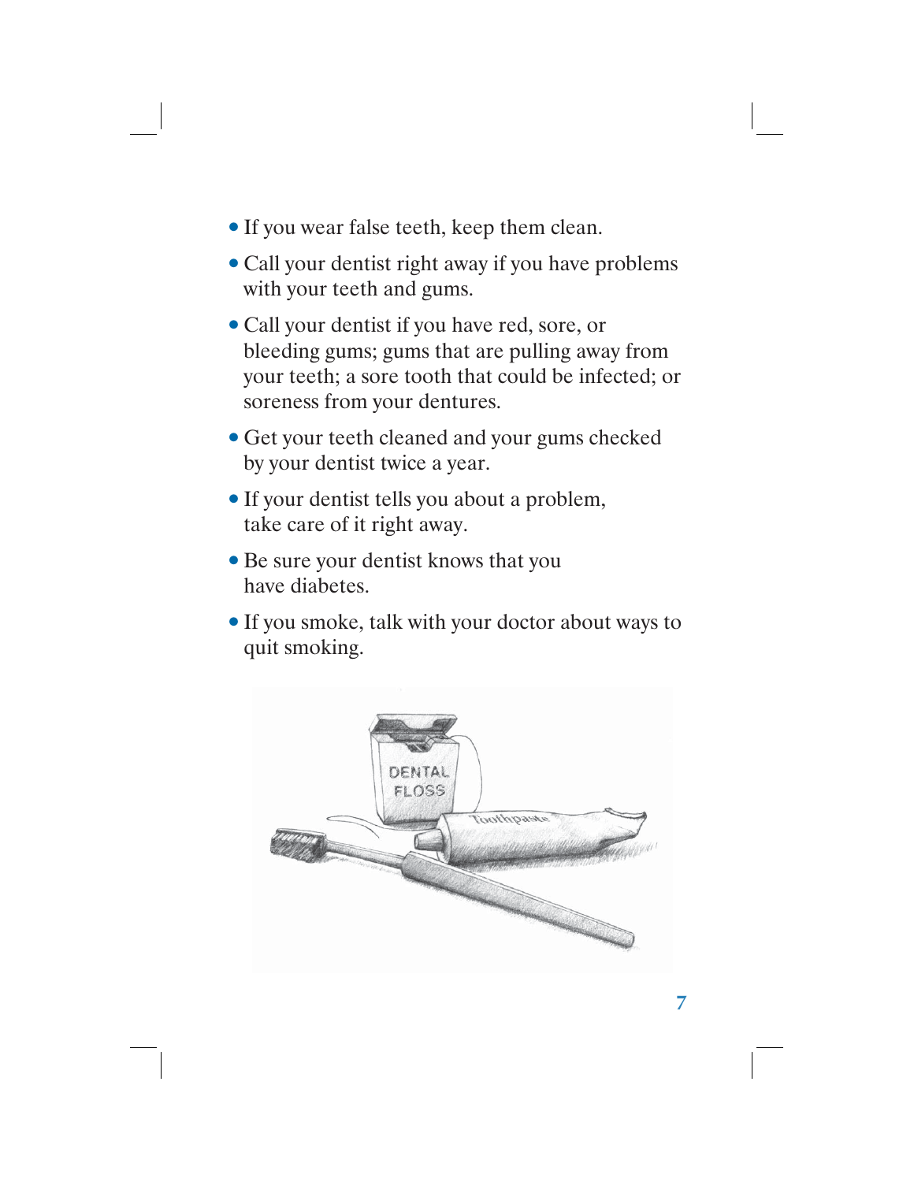- If you wear false teeth, keep them clean.
- Call your dentist right away if you have problems with your teeth and gums.
- Call your dentist if you have red, sore, or bleeding gums; gums that are pulling away from your teeth; a sore tooth that could be infected; or soreness from your dentures.
- Get your teeth cleaned and your gums checked by your dentist twice a year.
- If your dentist tells you about a problem, take care of it right away.
- Be sure your dentist knows that you have diabetes.
- If you smoke, talk with your doctor about ways to quit smoking.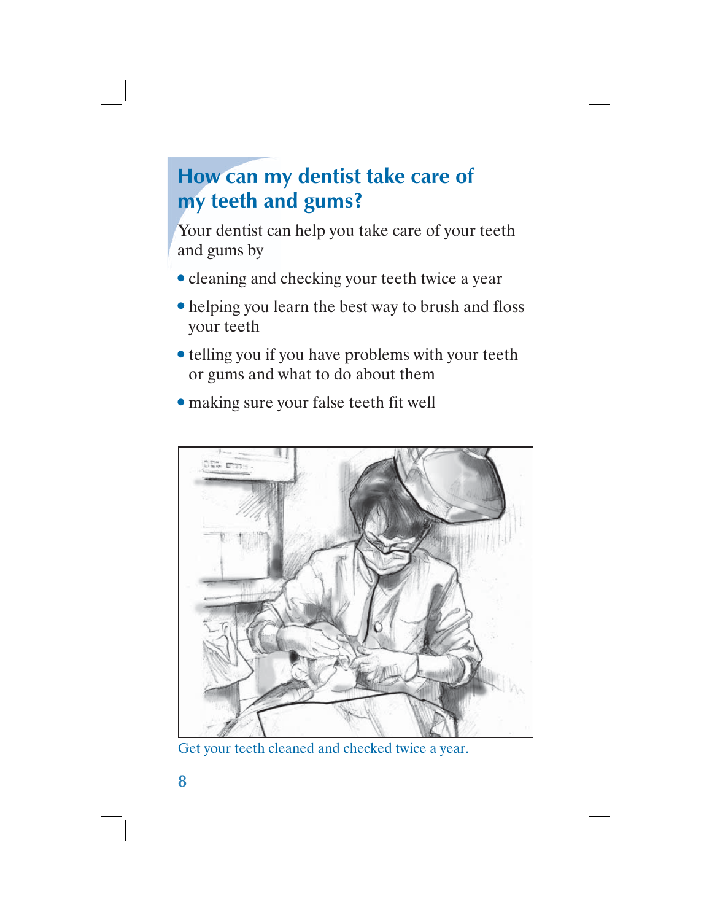## How can my dentist take care of my teeth and gums?

Your dentist can help you take care of your teeth and gums by

- cleaning and checking your teeth twice a year
- helping you learn the best way to brush and floss your teeth
- telling you if you have problems with your teeth or gums and what to do about them
- making sure your false teeth fit well

Get your teeth cleaned and checked twice a year.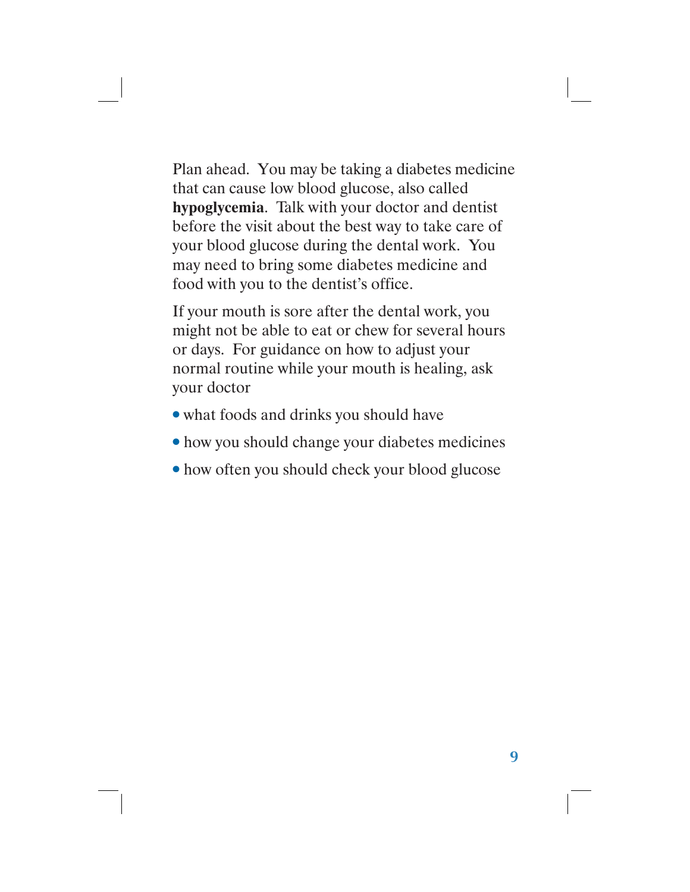Plan ahead. You may be taking a diabetes medicine that can cause low blood glucose, also called **hypoglycemia**. Talk with your doctor and dentist before the visit about the best way to take care of your blood glucose during the dental work. You may need to bring some diabetes medicine and food with you to the dentist's office.

If your mouth is sore after the dental work, you might not be able to eat or chew for several hours or days. For guidance on how to adjust your normal routine while your mouth is healing, ask your doctor

- what foods and drinks you should have
- how you should change your diabetes medicines
- how often you should check your blood glucose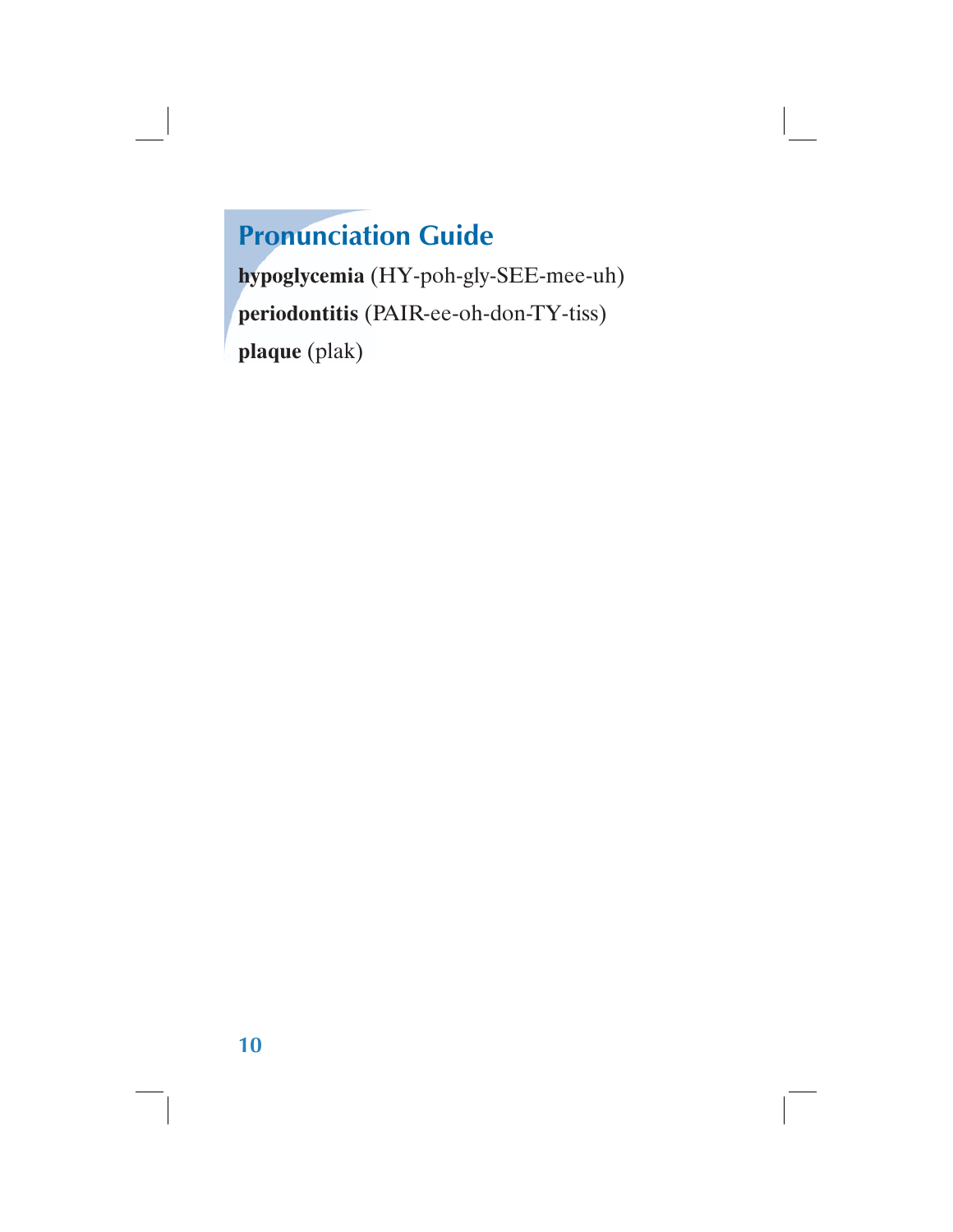## Pronunciation Guide

**hypoglycemia** (HY-poh-gly-SEE-mee-uh)

**periodontitis** (PAIR-ee-oh-don-TY-tiss)

**plaque** (plak)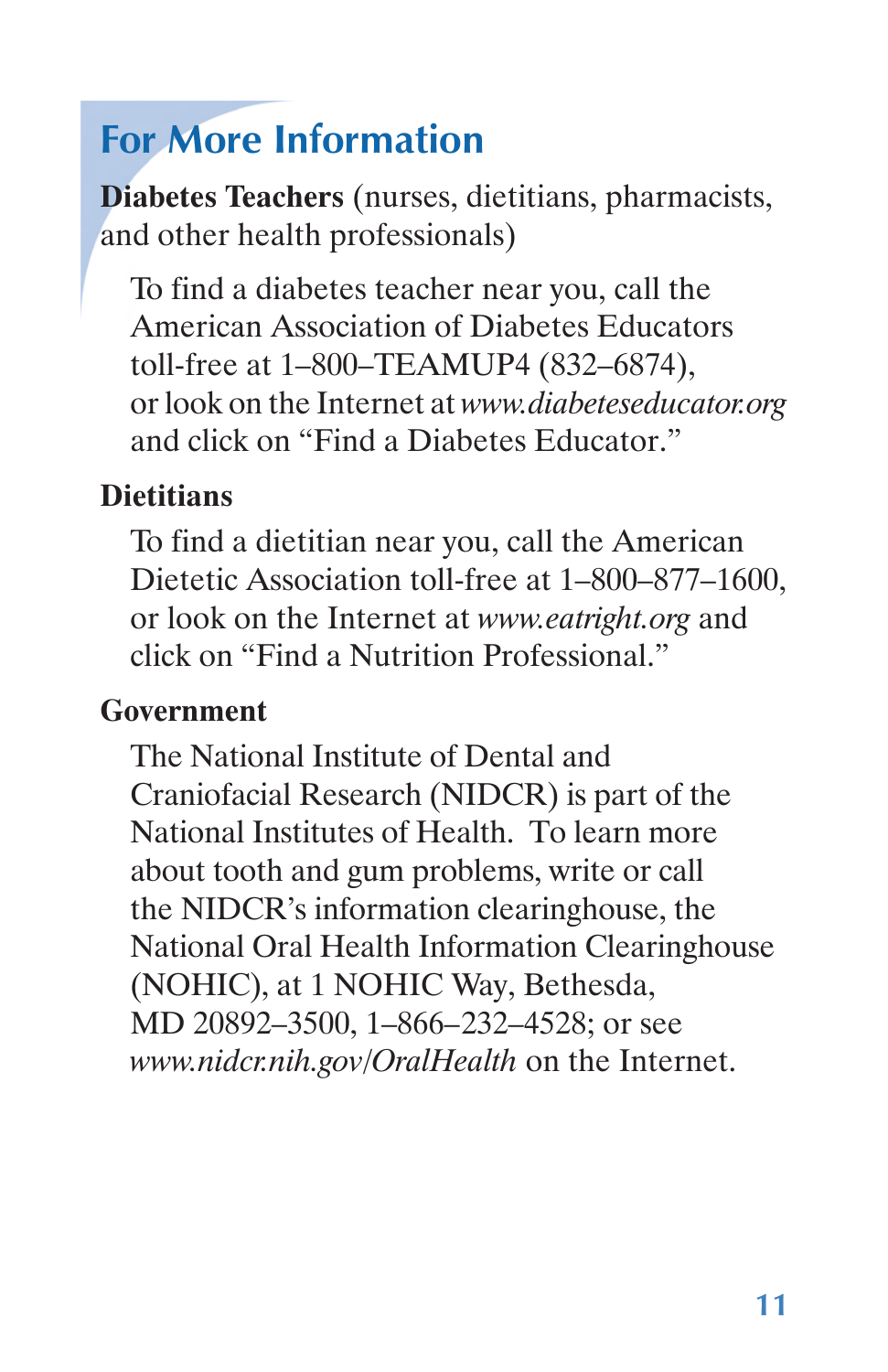## For More Information

**Diabetes Teachers** (nurses, dietitians, pharmacists, and other health professionals)

To find a diabetes teacher near you, call the American Association of Diabetes Educators toll-free at 1–800–TEAMUP4 (832–6874), or look on the Internet at *www.diabeteseducator.org* and click on “Find a Diabetes Educator.”

**Dietitians**

To find a dietitian near you, call the American Dietetic Association toll-free at 1–800–877–1600, or look on the Internet at *www.eatright.org* and click on “Find a Nutrition Professional.”

**Government**

The National Institute of Dental and Craniofacial Research (NIDCR) is part of the National Institutes of Health. To learn more about tooth and gum problems, write or call the NIDCR’s information clearinghouse, the National Oral Health Information Clearinghouse (NOHIC), at 1 NOHIC Way, Bethesda, MD 20892–3500, 1–866–232–4528; or see *www.nidcr.nih.gov/OralHealth* on the Internet.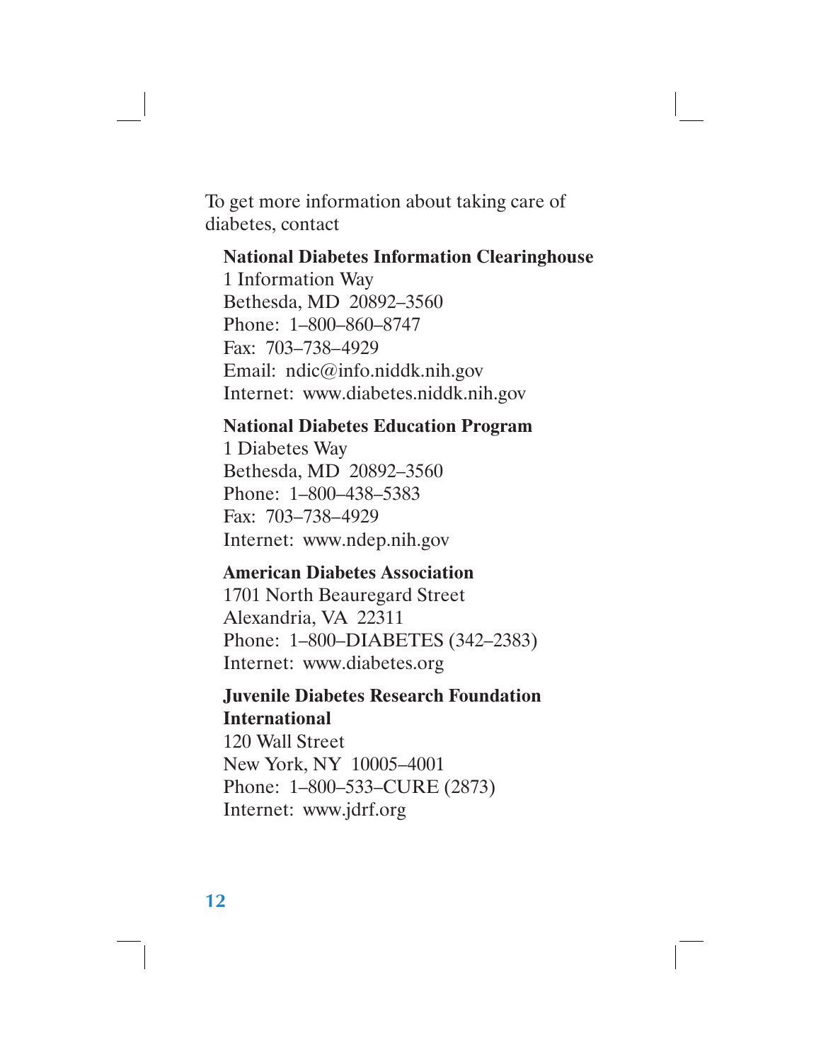To get more information about taking care of diabetes, contact

**National Diabetes Information Clearinghouse**
1 Information Way
Bethesda, MD 20892–3560
Phone: 1–800–860–8747
Fax: 703–738–4929
Email: ndic@info.niddk.nih.gov
Internet: www.diabetes.niddk.nih.gov

**National Diabetes Education Program**
1 Diabetes Way
Bethesda, MD 20892–3560
Phone: 1–800–438–5383
Fax: 703–738–4929
Internet: www.ndep.nih.gov

**American Diabetes Association**
1701 North Beauregard Street
Alexandria, VA 22311
Phone: 1–800–DIABETES (342–2383)
Internet: www.diabetes.org

**Juvenile Diabetes Research Foundation International**
120 Wall Street
New York, NY 10005–4001
Phone: 1–800–533–CURE (2873)
Internet: www.jdrf.org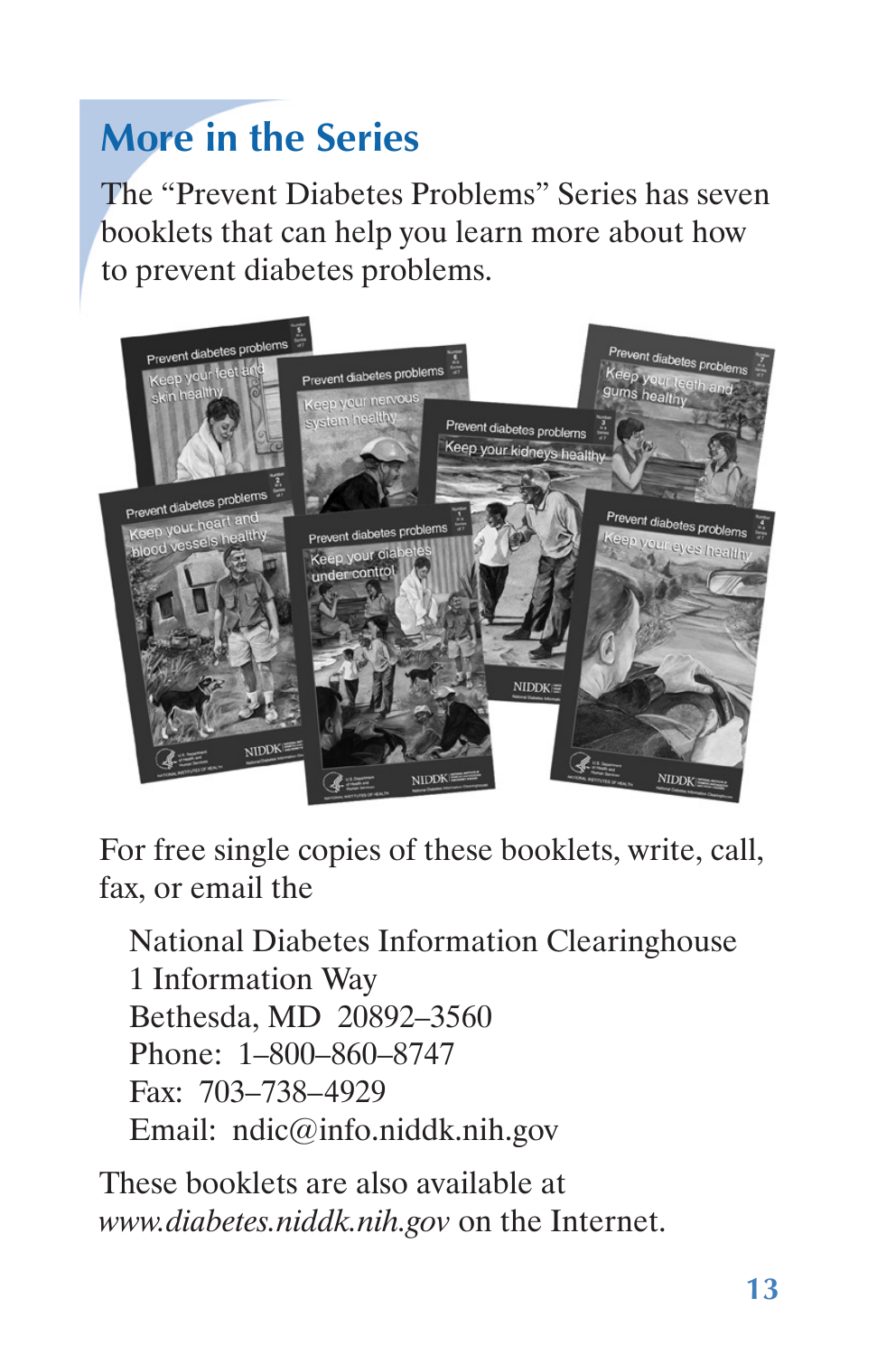## More in the Series

The "Prevent Diabetes Problems" Series has seven booklets that can help you learn more about how to prevent diabetes problems.

For free single copies of these booklets, write, call, fax, or email the

National Diabetes Information Clearinghouse
1 Information Way
Bethesda, MD 20892–3560
Phone: 1–800–860–8747
Fax: 703–738–4929
Email: ndic@info.niddk.nih.gov

These booklets are also available at *www.diabetes.niddk.nih.gov* on the Internet.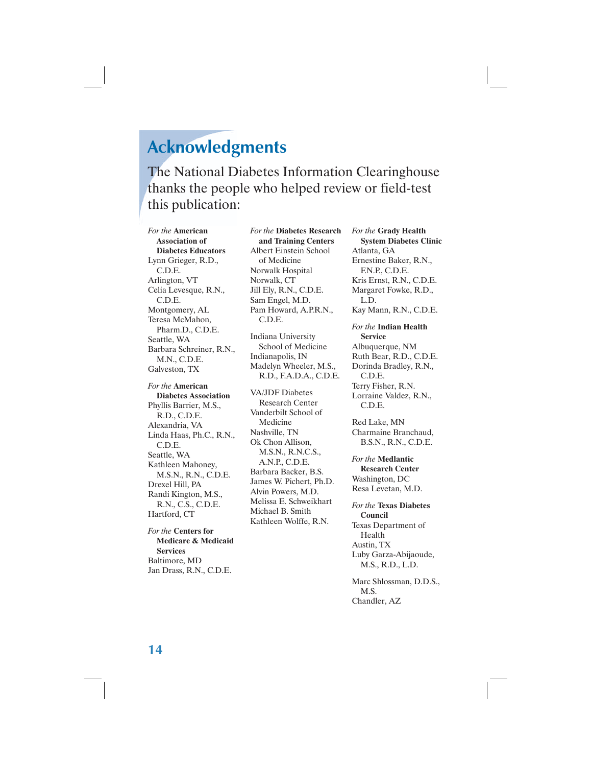# Acknowledgments

The National Diabetes Information Clearinghouse thanks the people who helped review or field-test this publication:

*For the* **American Association of Diabetes Educators**
Lynn Grieger, R.D., C.D.E.
Arlington, VT
Celia Levesque, R.N., C.D.E.
Montgomery, AL
Teresa McMahon, Pharm.D., C.D.E.
Seattle, WA
Barbara Schreiner, R.N., M.N., C.D.E.
Galveston, TX

*For the* **American Diabetes Association**
Phyllis Barrier, M.S., R.D., C.D.E.
Alexandria, VA
Linda Haas, Ph.C., R.N., C.D.E.
Seattle, WA
Kathleen Mahoney, M.S.N., R.N., C.D.E.
Drexel Hill, PA
Randi Kington, M.S., R.N., C.S., C.D.E.
Hartford, CT

*For the* **Centers for Medicare & Medicaid Services**
Baltimore, MD
Jan Drass, R.N., C.D.E.

*For the* **Diabetes Research and Training Centers**
Albert Einstein School of Medicine
Norwalk Hospital
Norwalk, CT
Jill Ely, R.N., C.D.E.
Sam Engel, M.D.
Pam Howard, A.P.R.N., C.D.E.

Indiana University School of Medicine
Indianapolis, IN
Madelyn Wheeler, M.S., R.D., F.A.D.A., C.D.E.

VA/JDF Diabetes Research Center
Vanderbilt School of Medicine
Nashville, TN
Ok Chon Allison, M.S.N., R.N.C.S., A.N.P., C.D.E.
Barbara Backer, B.S.
James W. Pichert, Ph.D.
Alvin Powers, M.D.
Melissa E. Schweikhart
Michael B. Smith
Kathleen Wolffe, R.N.

*For the* **Grady Health System Diabetes Clinic**
Atlanta, GA
Ernestine Baker, R.N., F.N.P., C.D.E.
Kris Ernst, R.N., C.D.E.
Margaret Fowke, R.D., L.D.
Kay Mann, R.N., C.D.E.

*For the* **Indian Health Service**
Albuquerque, NM
Ruth Bear, R.D., C.D.E.
Dorinda Bradley, R.N., C.D.E.
Terry Fisher, R.N.
Lorraine Valdez, R.N., C.D.E.

Red Lake, MN
Charmaine Branchaud, B.S.N., R.N., C.D.E.

*For the* **Medlantic Research Center**
Washington, DC
Resa Levetan, M.D.

*For the* **Texas Diabetes Council**
Texas Department of Health
Austin, TX
Luby Garza-Abijaoude, M.S., R.D., L.D.

Marc Shlossman, D.D.S., M.S.
Chandler, AZ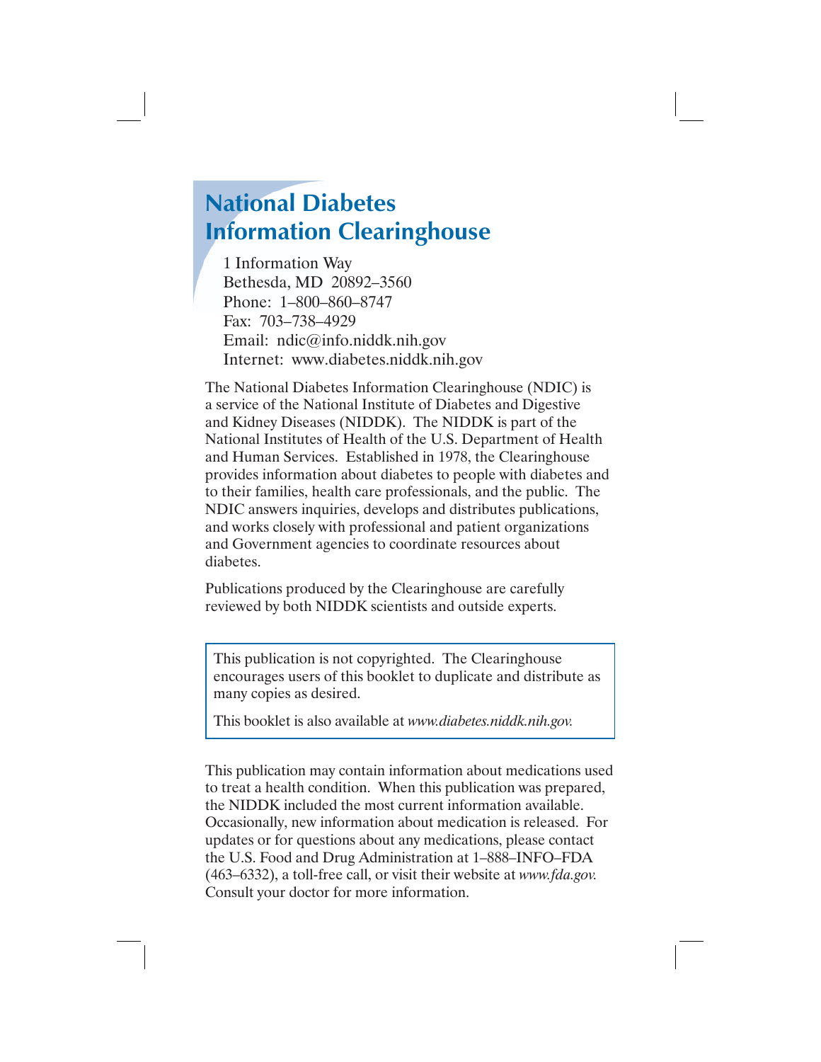# National Diabetes Information Clearinghouse

1 Information Way
Bethesda, MD 20892–3560
Phone: 1–800–860–8747
Fax: 703–738–4929
Email: ndic@info.niddk.nih.gov
Internet: www.diabetes.niddk.nih.gov

The National Diabetes Information Clearinghouse (NDIC) is a service of the National Institute of Diabetes and Digestive and Kidney Diseases (NIDDK). The NIDDK is part of the National Institutes of Health of the U.S. Department of Health and Human Services. Established in 1978, the Clearinghouse provides information about diabetes to people with diabetes and to their families, health care professionals, and the public. The NDIC answers inquiries, develops and distributes publications, and works closely with professional and patient organizations and Government agencies to coordinate resources about diabetes.

Publications produced by the Clearinghouse are carefully reviewed by both NIDDK scientists and outside experts.

> This publication is not copyrighted. The Clearinghouse encourages users of this booklet to duplicate and distribute as many copies as desired.
>
> This booklet is also available at *www.diabetes.niddk.nih.gov.*

This publication may contain information about medications used to treat a health condition. When this publication was prepared, the NIDDK included the most current information available. Occasionally, new information about medication is released. For updates or for questions about any medications, please contact the U.S. Food and Drug Administration at 1–888–INFO–FDA (463–6332), a toll-free call, or visit their website at *www.fda.gov.* Consult your doctor for more information.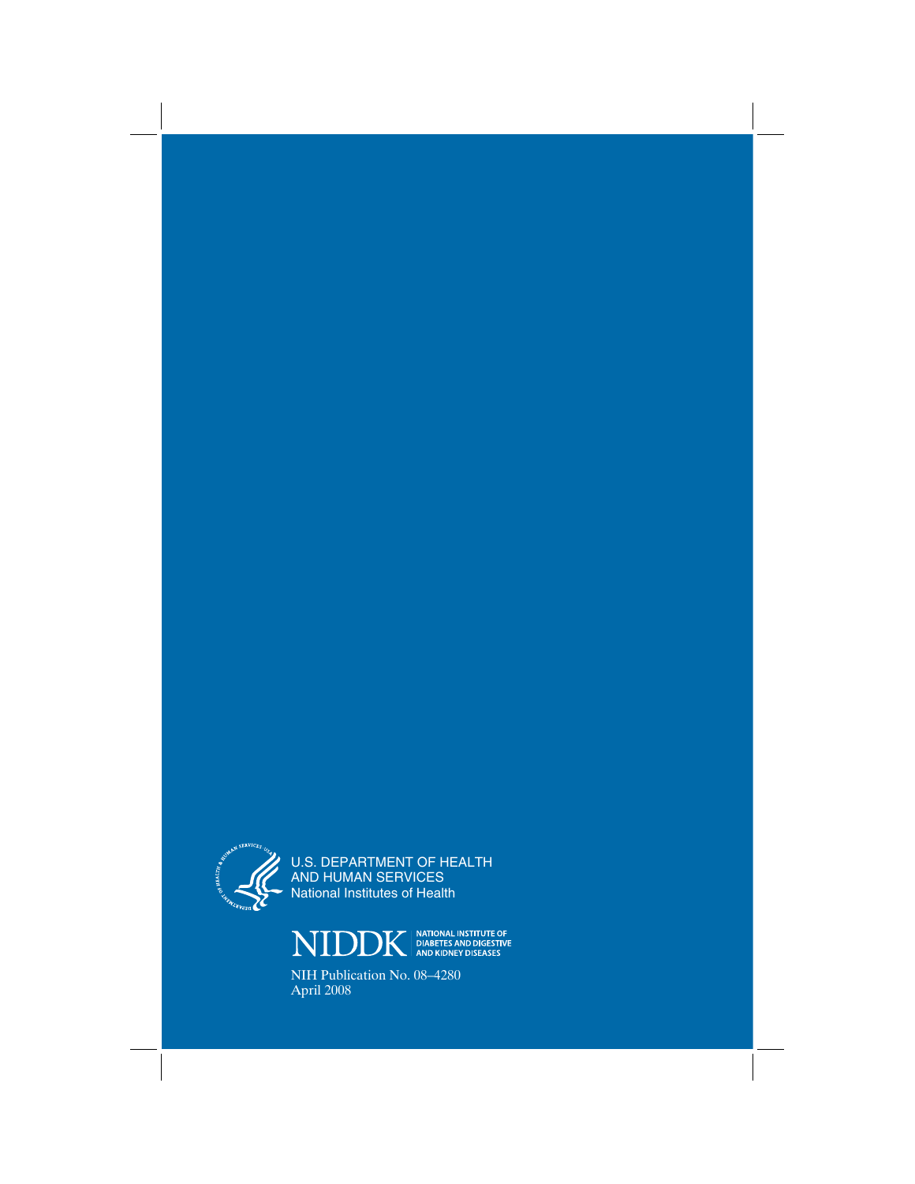U.S. DEPARTMENT OF HEALTH AND HUMAN SERVICES
National Institutes of Health

NIDDK NATIONAL INSTITUTE OF DIABETES AND DIGESTIVE AND KIDNEY DISEASES

NIH Publication No. 08–4280
April 2008